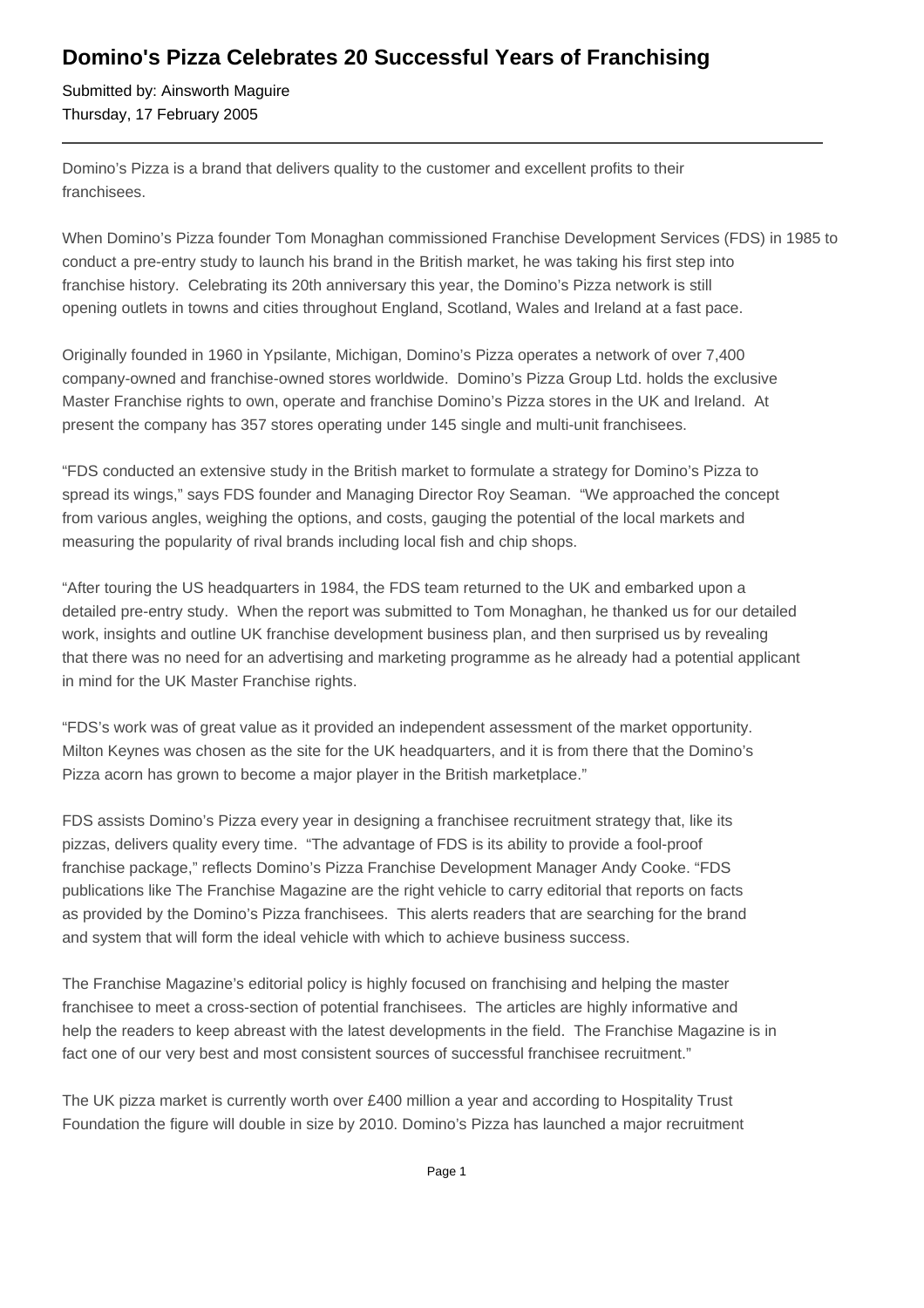# Domino's Pizza Celebrates 20 Successful Years of Franchising

Submitted by: Ainsworth Maguire
Thursday, 17 February 2005

---

Domino's Pizza is a brand that delivers quality to the customer and excellent profits to their franchisees.

When Domino's Pizza founder Tom Monaghan commissioned Franchise Development Services (FDS) in 1985 to conduct a pre-entry study to launch his brand in the British market, he was taking his first step into franchise history. Celebrating its 20th anniversary this year, the Domino's Pizza network is still opening outlets in towns and cities throughout England, Scotland, Wales and Ireland at a fast pace.

Originally founded in 1960 in Ypsilante, Michigan, Domino's Pizza operates a network of over 7,400 company-owned and franchise-owned stores worldwide. Domino's Pizza Group Ltd. holds the exclusive Master Franchise rights to own, operate and franchise Domino's Pizza stores in the UK and Ireland. At present the company has 357 stores operating under 145 single and multi-unit franchisees.

"FDS conducted an extensive study in the British market to formulate a strategy for Domino's Pizza to spread its wings," says FDS founder and Managing Director Roy Seaman. "We approached the concept from various angles, weighing the options, and costs, gauging the potential of the local markets and measuring the popularity of rival brands including local fish and chip shops.

"After touring the US headquarters in 1984, the FDS team returned to the UK and embarked upon a detailed pre-entry study. When the report was submitted to Tom Monaghan, he thanked us for our detailed work, insights and outline UK franchise development business plan, and then surprised us by revealing that there was no need for an advertising and marketing programme as he already had a potential applicant in mind for the UK Master Franchise rights.

"FDS's work was of great value as it provided an independent assessment of the market opportunity. Milton Keynes was chosen as the site for the UK headquarters, and it is from there that the Domino's Pizza acorn has grown to become a major player in the British marketplace."

FDS assists Domino's Pizza every year in designing a franchisee recruitment strategy that, like its pizzas, delivers quality every time. "The advantage of FDS is its ability to provide a fool-proof franchise package," reflects Domino's Pizza Franchise Development Manager Andy Cooke. "FDS publications like The Franchise Magazine are the right vehicle to carry editorial that reports on facts as provided by the Domino's Pizza franchisees. This alerts readers that are searching for the brand and system that will form the ideal vehicle with which to achieve business success.

The Franchise Magazine's editorial policy is highly focused on franchising and helping the master franchisee to meet a cross-section of potential franchisees. The articles are highly informative and help the readers to keep abreast with the latest developments in the field. The Franchise Magazine is in fact one of our very best and most consistent sources of successful franchisee recruitment."

The UK pizza market is currently worth over £400 million a year and according to Hospitality Trust Foundation the figure will double in size by 2010. Domino's Pizza has launched a major recruitment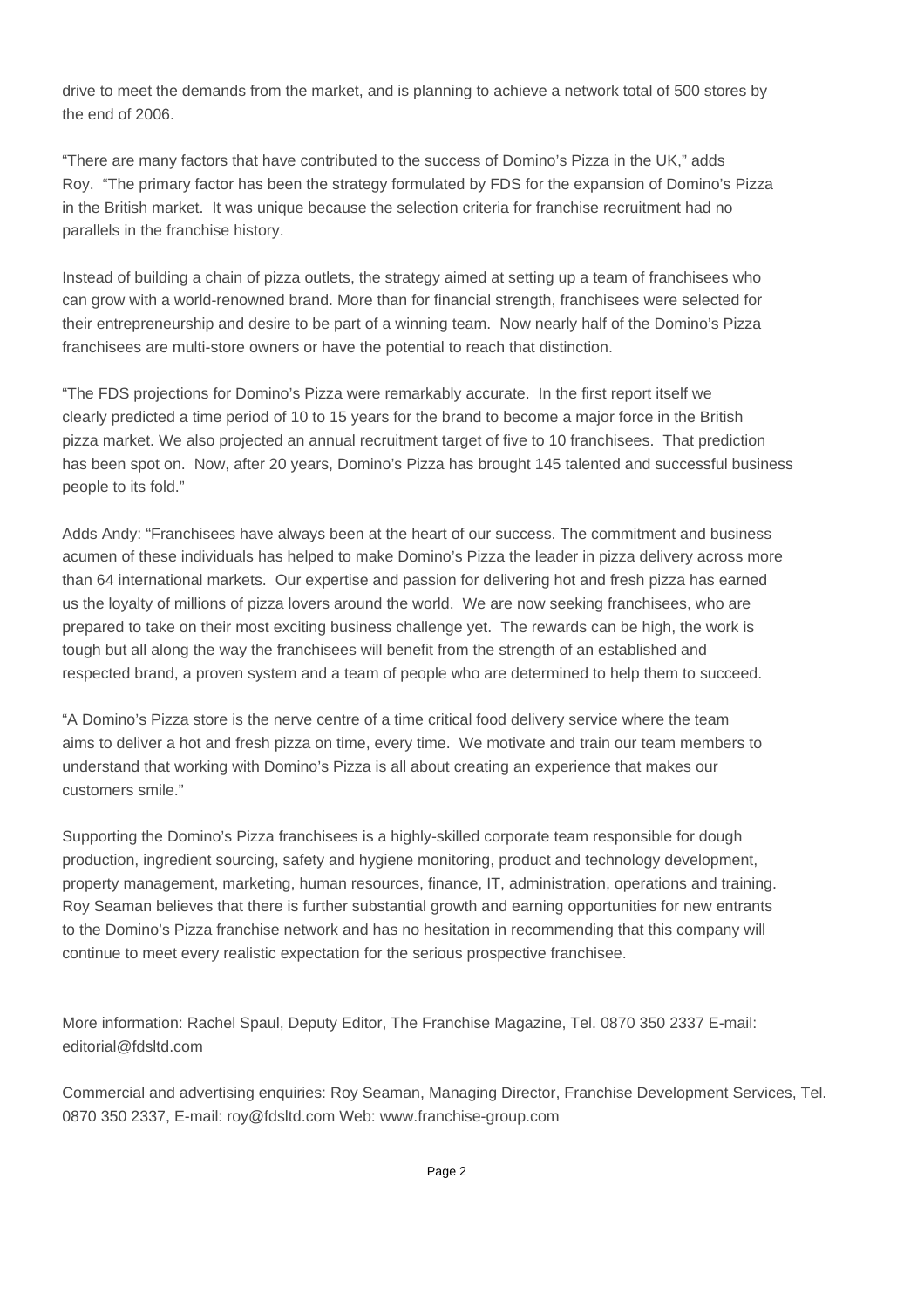drive to meet the demands from the market, and is planning to achieve a network total of 500 stores by the end of 2006.

"There are many factors that have contributed to the success of Domino's Pizza in the UK," adds Roy. "The primary factor has been the strategy formulated by FDS for the expansion of Domino's Pizza in the British market. It was unique because the selection criteria for franchise recruitment had no parallels in the franchise history.

Instead of building a chain of pizza outlets, the strategy aimed at setting up a team of franchisees who can grow with a world-renowned brand. More than for financial strength, franchisees were selected for their entrepreneurship and desire to be part of a winning team. Now nearly half of the Domino's Pizza franchisees are multi-store owners or have the potential to reach that distinction.

"The FDS projections for Domino's Pizza were remarkably accurate. In the first report itself we clearly predicted a time period of 10 to 15 years for the brand to become a major force in the British pizza market. We also projected an annual recruitment target of five to 10 franchisees. That prediction has been spot on. Now, after 20 years, Domino's Pizza has brought 145 talented and successful business people to its fold."

Adds Andy: "Franchisees have always been at the heart of our success. The commitment and business acumen of these individuals has helped to make Domino's Pizza the leader in pizza delivery across more than 64 international markets. Our expertise and passion for delivering hot and fresh pizza has earned us the loyalty of millions of pizza lovers around the world. We are now seeking franchisees, who are prepared to take on their most exciting business challenge yet. The rewards can be high, the work is tough but all along the way the franchisees will benefit from the strength of an established and respected brand, a proven system and a team of people who are determined to help them to succeed.

"A Domino's Pizza store is the nerve centre of a time critical food delivery service where the team aims to deliver a hot and fresh pizza on time, every time. We motivate and train our team members to understand that working with Domino's Pizza is all about creating an experience that makes our customers smile."

Supporting the Domino's Pizza franchisees is a highly-skilled corporate team responsible for dough production, ingredient sourcing, safety and hygiene monitoring, product and technology development, property management, marketing, human resources, finance, IT, administration, operations and training. Roy Seaman believes that there is further substantial growth and earning opportunities for new entrants to the Domino's Pizza franchise network and has no hesitation in recommending that this company will continue to meet every realistic expectation for the serious prospective franchisee.

More information: Rachel Spaul, Deputy Editor, The Franchise Magazine, Tel. 0870 350 2337 E-mail: editorial@fdsltd.com

Commercial and advertising enquiries: Roy Seaman, Managing Director, Franchise Development Services, Tel. 0870 350 2337, E-mail: roy@fdsltd.com Web: www.franchise-group.com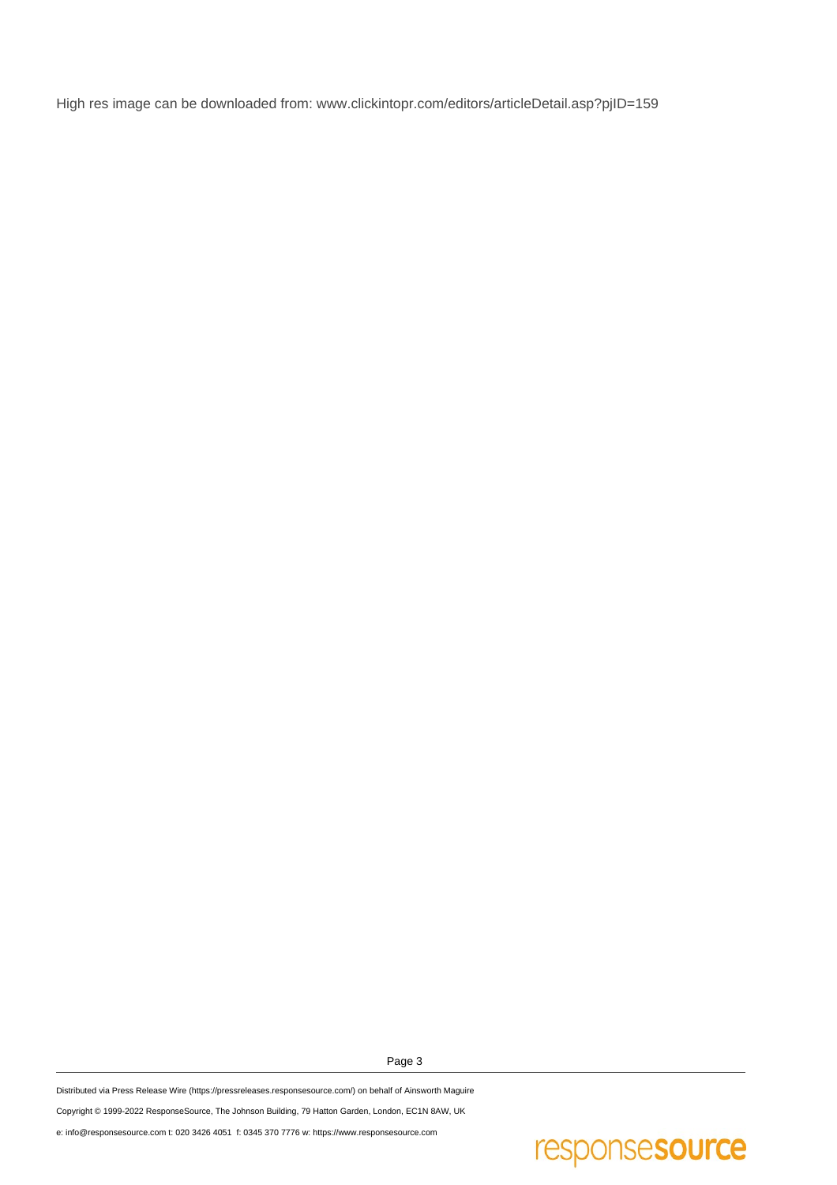High res image can be downloaded from: www.clickintopr.com/editors/articleDetail.asp?pjID=159